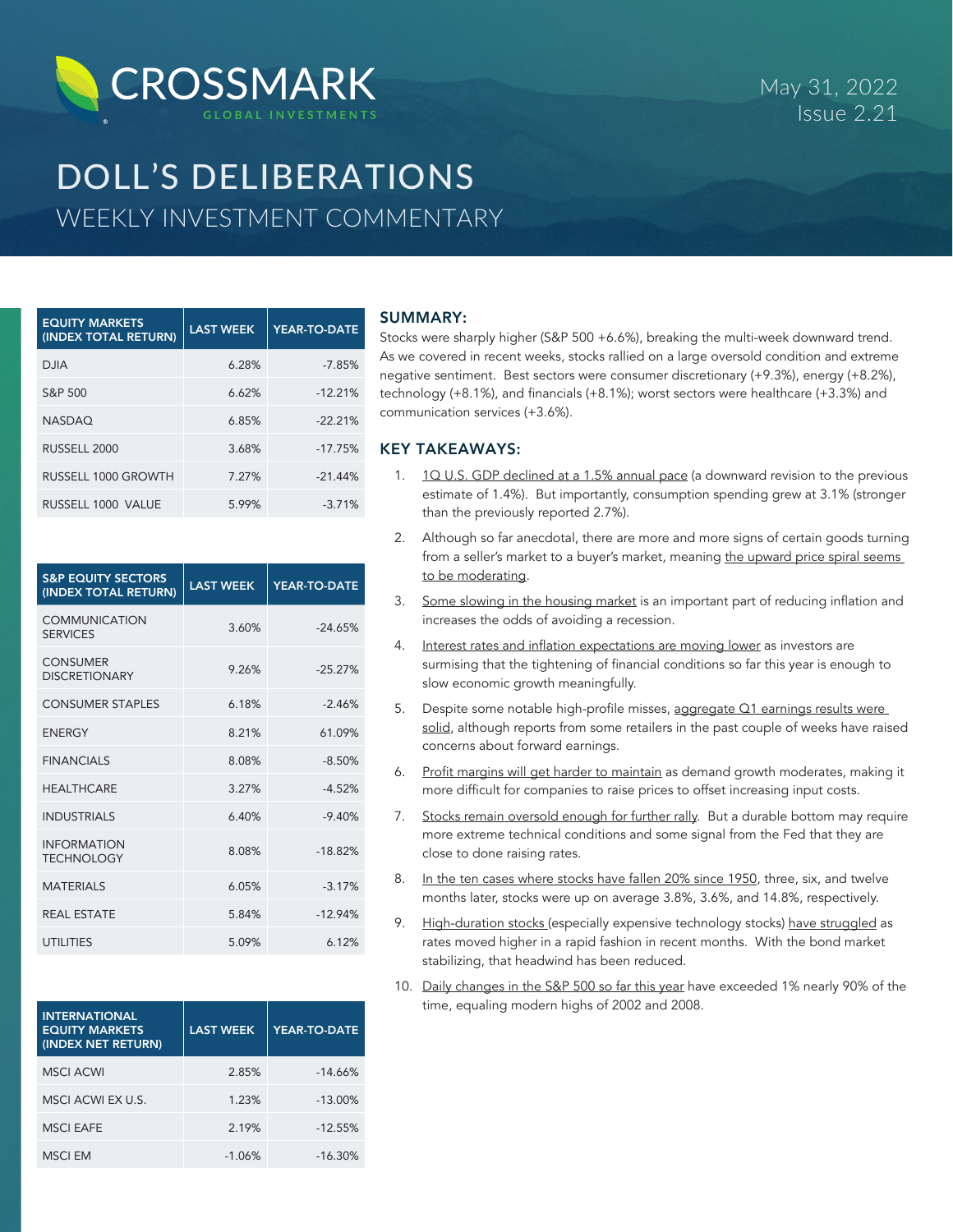CROSSMARK GLOBAL INVESTMENTS

May 31, 2022
Issue 2.21

# DOLL'S DELIBERATIONS

## WEEKLY INVESTMENT COMMENTARY

| EQUITY MARKETS (INDEX TOTAL RETURN) | LAST WEEK | YEAR-TO-DATE |
|---|---|---|
| DJIA | 6.28% | -7.85% |
| S&P 500 | 6.62% | -12.21% |
| NASDAQ | 6.85% | -22.21% |
| RUSSELL 2000 | 3.68% | -17.75% |
| RUSSELL 1000 GROWTH | 7.27% | -21.44% |
| RUSSELL 1000 VALUE | 5.99% | -3.71% |

| S&P EQUITY SECTORS (INDEX TOTAL RETURN) | LAST WEEK | YEAR-TO-DATE |
|---|---|---|
| COMMUNICATION SERVICES | 3.60% | -24.65% |
| CONSUMER DISCRETIONARY | 9.26% | -25.27% |
| CONSUMER STAPLES | 6.18% | -2.46% |
| ENERGY | 8.21% | 61.09% |
| FINANCIALS | 8.08% | -8.50% |
| HEALTHCARE | 3.27% | -4.52% |
| INDUSTRIALS | 6.40% | -9.40% |
| INFORMATION TECHNOLOGY | 8.08% | -18.82% |
| MATERIALS | 6.05% | -3.17% |
| REAL ESTATE | 5.84% | -12.94% |
| UTILITIES | 5.09% | 6.12% |

| INTERNATIONAL EQUITY MARKETS (INDEX NET RETURN) | LAST WEEK | YEAR-TO-DATE |
|---|---|---|
| MSCI ACWI | 2.85% | -14.66% |
| MSCI ACWI EX U.S. | 1.23% | -13.00% |
| MSCI EAFE | 2.19% | -12.55% |
| MSCI EM | -1.06% | -16.30% |

### SUMMARY:

Stocks were sharply higher (S&P 500 +6.6%), breaking the multi-week downward trend. As we covered in recent weeks, stocks rallied on a large oversold condition and extreme negative sentiment. Best sectors were consumer discretionary (+9.3%), energy (+8.2%), technology (+8.1%), and financials (+8.1%); worst sectors were healthcare (+3.3%) and communication services (+3.6%).

### KEY TAKEAWAYS:

1. 1Q U.S. GDP declined at a 1.5% annual pace (a downward revision to the previous estimate of 1.4%). But importantly, consumption spending grew at 3.1% (stronger than the previously reported 2.7%).
2. Although so far anecdotal, there are more and more signs of certain goods turning from a seller's market to a buyer's market, meaning the upward price spiral seems to be moderating.
3. Some slowing in the housing market is an important part of reducing inflation and increases the odds of avoiding a recession.
4. Interest rates and inflation expectations are moving lower as investors are surmising that the tightening of financial conditions so far this year is enough to slow economic growth meaningfully.
5. Despite some notable high-profile misses, aggregate Q1 earnings results were solid, although reports from some retailers in the past couple of weeks have raised concerns about forward earnings.
6. Profit margins will get harder to maintain as demand growth moderates, making it more difficult for companies to raise prices to offset increasing input costs.
7. Stocks remain oversold enough for further rally. But a durable bottom may require more extreme technical conditions and some signal from the Fed that they are close to done raising rates.
8. In the ten cases where stocks have fallen 20% since 1950, three, six, and twelve months later, stocks were up on average 3.8%, 3.6%, and 14.8%, respectively.
9. High-duration stocks (especially expensive technology stocks) have struggled as rates moved higher in a rapid fashion in recent months. With the bond market stabilizing, that headwind has been reduced.
10. Daily changes in the S&P 500 so far this year have exceeded 1% nearly 90% of the time, equaling modern highs of 2002 and 2008.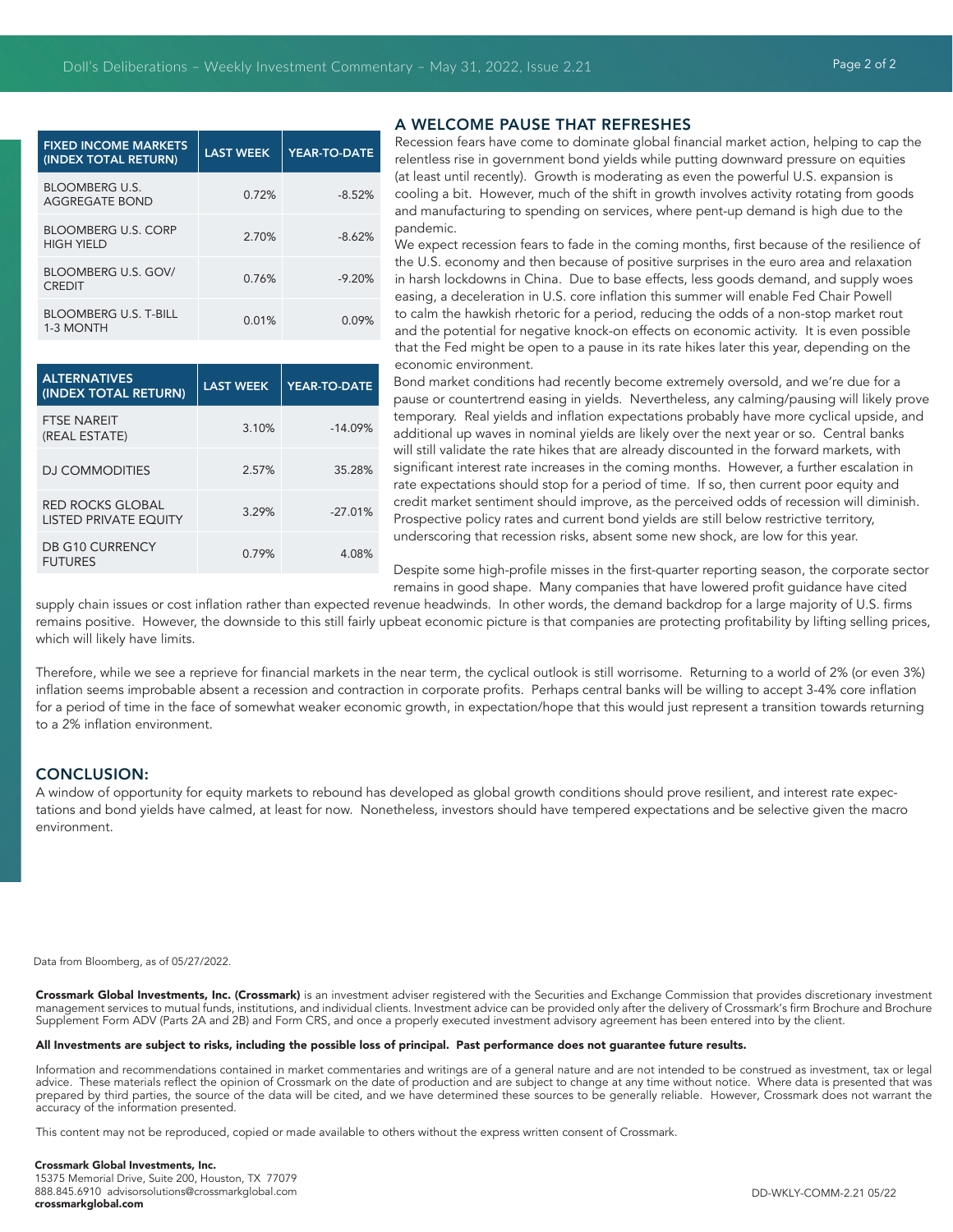| FIXED INCOME MARKETS (INDEX TOTAL RETURN) | LAST WEEK | YEAR-TO-DATE |
|---|---|---|
| BLOOMBERG U.S. AGGREGATE BOND | 0.72% | -8.52% |
| BLOOMBERG U.S. CORP HIGH YIELD | 2.70% | -8.62% |
| BLOOMBERG U.S. GOV/ CREDIT | 0.76% | -9.20% |
| BLOOMBERG U.S. T-BILL 1-3 MONTH | 0.01% | 0.09% |

| ALTERNATIVES (INDEX TOTAL RETURN) | LAST WEEK | YEAR-TO-DATE |
|---|---|---|
| FTSE NAREIT (REAL ESTATE) | 3.10% | -14.09% |
| DJ COMMODITIES | 2.57% | 35.28% |
| RED ROCKS GLOBAL LISTED PRIVATE EQUITY | 3.29% | -27.01% |
| DB G10 CURRENCY FUTURES | 0.79% | 4.08% |

## A WELCOME PAUSE THAT REFRESHES

Recession fears have come to dominate global financial market action, helping to cap the relentless rise in government bond yields while putting downward pressure on equities (at least until recently). Growth is moderating as even the powerful U.S. expansion is cooling a bit. However, much of the shift in growth involves activity rotating from goods and manufacturing to spending on services, where pent-up demand is high due to the pandemic.

We expect recession fears to fade in the coming months, first because of the resilience of the U.S. economy and then because of positive surprises in the euro area and relaxation in harsh lockdowns in China. Due to base effects, less goods demand, and supply woes easing, a deceleration in U.S. core inflation this summer will enable Fed Chair Powell to calm the hawkish rhetoric for a period, reducing the odds of a non-stop market rout and the potential for negative knock-on effects on economic activity. It is even possible that the Fed might be open to a pause in its rate hikes later this year, depending on the economic environment.

Bond market conditions had recently become extremely oversold, and we're due for a pause or countertrend easing in yields. Nevertheless, any calming/pausing will likely prove temporary. Real yields and inflation expectations probably have more cyclical upside, and additional up waves in nominal yields are likely over the next year or so. Central banks will still validate the rate hikes that are already discounted in the forward markets, with significant interest rate increases in the coming months. However, a further escalation in rate expectations should stop for a period of time. If so, then current poor equity and credit market sentiment should improve, as the perceived odds of recession will diminish. Prospective policy rates and current bond yields are still below restrictive territory, underscoring that recession risks, absent some new shock, are low for this year.

Despite some high-profile misses in the first-quarter reporting season, the corporate sector remains in good shape. Many companies that have lowered profit guidance have cited supply chain issues or cost inflation rather than expected revenue headwinds. In other words, the demand backdrop for a large majority of U.S. firms remains positive. However, the downside to this still fairly upbeat economic picture is that companies are protecting profitability by lifting selling prices, which will likely have limits.

Therefore, while we see a reprieve for financial markets in the near term, the cyclical outlook is still worrisome. Returning to a world of 2% (or even 3%) inflation seems improbable absent a recession and contraction in corporate profits. Perhaps central banks will be willing to accept 3-4% core inflation for a period of time in the face of somewhat weaker economic growth, in expectation/hope that this would just represent a transition towards returning to a 2% inflation environment.

## CONCLUSION:

A window of opportunity for equity markets to rebound has developed as global growth conditions should prove resilient, and interest rate expectations and bond yields have calmed, at least for now. Nonetheless, investors should have tempered expectations and be selective given the macro environment.

Data from Bloomberg, as of 05/27/2022.

**Crossmark Global Investments, Inc. (Crossmark)** is an investment adviser registered with the Securities and Exchange Commission that provides discretionary investment management services to mutual funds, institutions, and individual clients. Investment advice can be provided only after the delivery of Crossmark's firm Brochure and Brochure Supplement Form ADV (Parts 2A and 2B) and Form CRS, and once a properly executed investment advisory agreement has been entered into by the client.

**All Investments are subject to risks, including the possible loss of principal. Past performance does not guarantee future results.**

Information and recommendations contained in market commentaries and writings are of a general nature and are not intended to be construed as investment, tax or legal advice. These materials reflect the opinion of Crossmark on the date of production and are subject to change at any time without notice. Where data is presented that was prepared by third parties, the source of the data will be cited, and we have determined these sources to be generally reliable. However, Crossmark does not warrant the accuracy of the information presented.

This content may not be reproduced, copied or made available to others without the express written consent of Crossmark.

**Crossmark Global Investments, Inc.**
15375 Memorial Drive, Suite 200, Houston, TX 77079
888.845.6910 advisorsolutions@crossmarkglobal.com
**crossmarkglobal.com**

DD-WKLY-COMM-2.21 05/22